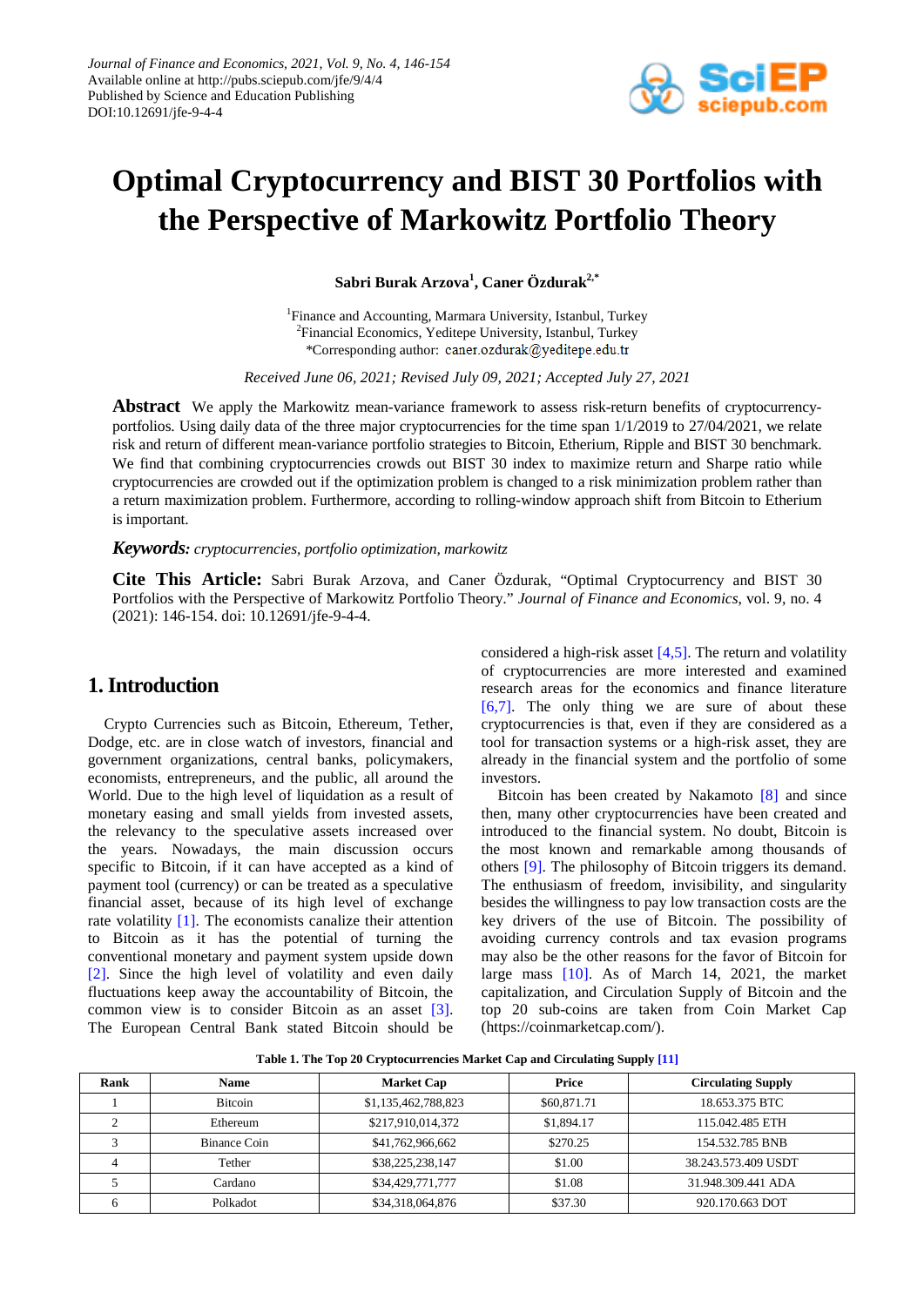Journal of Finance and Economics, 2021, Vol. 9, No. 4, 146-154
Available online at http://pubs.sciepub.com/jfe/9/4/4
Published by Science and Education Publishing
DOI:10.12691/jfe-9-4-4

# Optimal Cryptocurrency and BIST 30 Portfolios with the Perspective of Markowitz Portfolio Theory

**Sabri Burak Arzova[1], Caner Özdurak[2,*]**

[1]Finance and Accounting, Marmara University, Istanbul, Turkey
[2]Financial Economics, Yeditepe University, Istanbul, Turkey
*Corresponding author: caner.ozdurak@yeditepe.edu.tr

*Received June 06, 2021; Revised July 09, 2021; Accepted July 27, 2021*

**Abstract** We apply the Markowitz mean-variance framework to assess risk-return benefits of cryptocurrency-portfolios. Using daily data of the three major cryptocurrencies for the time span 1/1/2019 to 27/04/2021, we relate risk and return of different mean-variance portfolio strategies to Bitcoin, Etherium, Ripple and BIST 30 benchmark. We find that combining cryptocurrencies crowds out BIST 30 index to maximize return and Sharpe ratio while cryptocurrencies are crowded out if the optimization problem is changed to a risk minimization problem rather than a return maximization problem. Furthermore, according to rolling-window approach shift from Bitcoin to Etherium is important.

***Keywords:*** *cryptocurrencies, portfolio optimization, markowitz*

**Cite This Article:** Sabri Burak Arzova, and Caner Özdurak, "Optimal Cryptocurrency and BIST 30 Portfolios with the Perspective of Markowitz Portfolio Theory." *Journal of Finance and Economics*, vol. 9, no. 4 (2021): 146-154. doi: 10.12691/jfe-9-4-4.

## 1. Introduction

Crypto Currencies such as Bitcoin, Ethereum, Tether, Dodge, etc. are in close watch of investors, financial and government organizations, central banks, policymakers, economists, entrepreneurs, and the public, all around the World. Due to the high level of liquidation as a result of monetary easing and small yields from invested assets, the relevancy to the speculative assets increased over the years. Nowadays, the main discussion occurs specific to Bitcoin, if it can have accepted as a kind of payment tool (currency) or can be treated as a speculative financial asset, because of its high level of exchange rate volatility [1]. The economists canalize their attention to Bitcoin as it has the potential of turning the conventional monetary and payment system upside down [2]. Since the high level of volatility and even daily fluctuations keep away the accountability of Bitcoin, the common view is to consider Bitcoin as an asset [3]. The European Central Bank stated Bitcoin should be considered a high-risk asset [4,5]. The return and volatility of cryptocurrencies are more interested and examined research areas for the economics and finance literature [6,7]. The only thing we are sure of about these cryptocurrencies is that, even if they are considered as a tool for transaction systems or a high-risk asset, they are already in the financial system and the portfolio of some investors.

Bitcoin has been created by Nakamoto [8] and since then, many other cryptocurrencies have been created and introduced to the financial system. No doubt, Bitcoin is the most known and remarkable among thousands of others [9]. The philosophy of Bitcoin triggers its demand. The enthusiasm of freedom, invisibility, and singularity besides the willingness to pay low transaction costs are the key drivers of the use of Bitcoin. The possibility of avoiding currency controls and tax evasion programs may also be the other reasons for the favor of Bitcoin for large mass [10]. As of March 14, 2021, the market capitalization, and Circulation Supply of Bitcoin and the top 20 sub-coins are taken from Coin Market Cap (https://coinmarketcap.com/).

**Table 1. The Top 20 Cryptocurrencies Market Cap and Circulating Supply [11]**

| Rank | Name | Market Cap | Price | Circulating Supply |
|---|---|---|---|---|
| 1 | Bitcoin | $1,135,462,788,823 | $60,871.71 | 18.653.375 BTC |
| 2 | Ethereum | $217,910,014,372 | $1,894.17 | 115.042.485 ETH |
| 3 | Binance Coin | $41,762,966,662 | $270.25 | 154.532.785 BNB |
| 4 | Tether | $38,225,238,147 | $1.00 | 38.243.573.409 USDT |
| 5 | Cardano | $34,429,771,777 | $1.08 | 31.948.309.441 ADA |
| 6 | Polkadot | $34,318,064,876 | $37.30 | 920.170.663 DOT |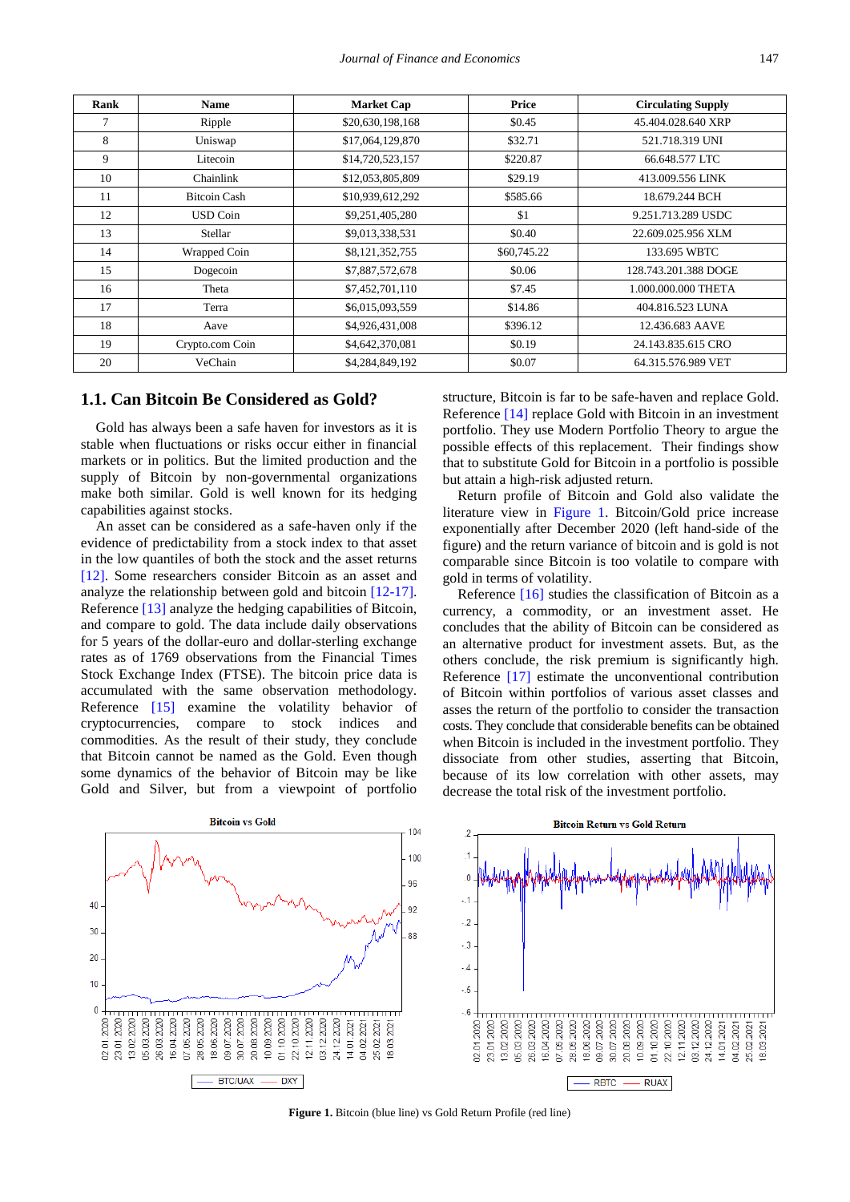| Rank | Name | Market Cap | Price | Circulating Supply |
|---|---|---|---|---|
| 7 | Ripple | $20,630,198,168 | $0.45 | 45.404.028.640 XRP |
| 8 | Uniswap | $17,064,129,870 | $32.71 | 521.718.319 UNI |
| 9 | Litecoin | $14,720,523,157 | $220.87 | 66.648.577 LTC |
| 10 | Chainlink | $12,053,805,809 | $29.19 | 413.009.556 LINK |
| 11 | Bitcoin Cash | $10,939,612,292 | $585.66 | 18.679.244 BCH |
| 12 | USD Coin | $9,251,405,280 | $1 | 9.251.713.289 USDC |
| 13 | Stellar | $9,013,338,531 | $0.40 | 22.609.025.956 XLM |
| 14 | Wrapped Coin | $8,121,352,755 | $60,745.22 | 133.695 WBTC |
| 15 | Dogecoin | $7,887,572,678 | $0.06 | 128.743.201.388 DOGE |
| 16 | Theta | $7,452,701,110 | $7.45 | 1.000.000.000 THETA |
| 17 | Terra | $6,015,093,559 | $14.86 | 404.816.523 LUNA |
| 18 | Aave | $4,926,431,008 | $396.12 | 12.436.683 AAVE |
| 19 | Crypto.com Coin | $4,642,370,081 | $0.19 | 24.143.835.615 CRO |
| 20 | VeChain | $4,284,849,192 | $0.07 | 64.315.576.989 VET |

### 1.1. Can Bitcoin Be Considered as Gold?

Gold has always been a safe haven for investors as it is stable when fluctuations or risks occur either in financial markets or in politics. But the limited production and the supply of Bitcoin by non-governmental organizations make both similar. Gold is well known for its hedging capabilities against stocks.

An asset can be considered as a safe-haven only if the evidence of predictability from a stock index to that asset in the low quantiles of both the stock and the asset returns [12]. Some researchers consider Bitcoin as an asset and analyze the relationship between gold and bitcoin [12-17]. Reference [13] analyze the hedging capabilities of Bitcoin, and compare to gold. The data include daily observations for 5 years of the dollar-euro and dollar-sterling exchange rates as of 1769 observations from the Financial Times Stock Exchange Index (FTSE). The bitcoin price data is accumulated with the same observation methodology. Reference [15] examine the volatility behavior of cryptocurrencies, compare to stock indices and commodities. As the result of their study, they conclude that Bitcoin cannot be named as the Gold. Even though some dynamics of the behavior of Bitcoin may be like Gold and Silver, but from a viewpoint of portfolio structure, Bitcoin is far to be safe-haven and replace Gold. Reference [14] replace Gold with Bitcoin in an investment portfolio. They use Modern Portfolio Theory to argue the possible effects of this replacement. Their findings show that to substitute Gold for Bitcoin in a portfolio is possible but attain a high-risk adjusted return.

Return profile of Bitcoin and Gold also validate the literature view in Figure 1. Bitcoin/Gold price increase exponentially after December 2020 (left hand-side of the figure) and the return variance of bitcoin and is gold is not comparable since Bitcoin is too volatile to compare with gold in terms of volatility.

Reference [16] studies the classification of Bitcoin as a currency, a commodity, or an investment asset. He concludes that the ability of Bitcoin can be considered as an alternative product for investment assets. But, as the others conclude, the risk premium is significantly high. Reference [17] estimate the unconventional contribution of Bitcoin within portfolios of various asset classes and asses the return of the portfolio to consider the transaction costs. They conclude that considerable benefits can be obtained when Bitcoin is included in the investment portfolio. They dissociate from other studies, asserting that Bitcoin, because of its low correlation with other assets, may decrease the total risk of the investment portfolio.

**Figure 1.** Bitcoin (blue line) vs Gold Return Profile (red line)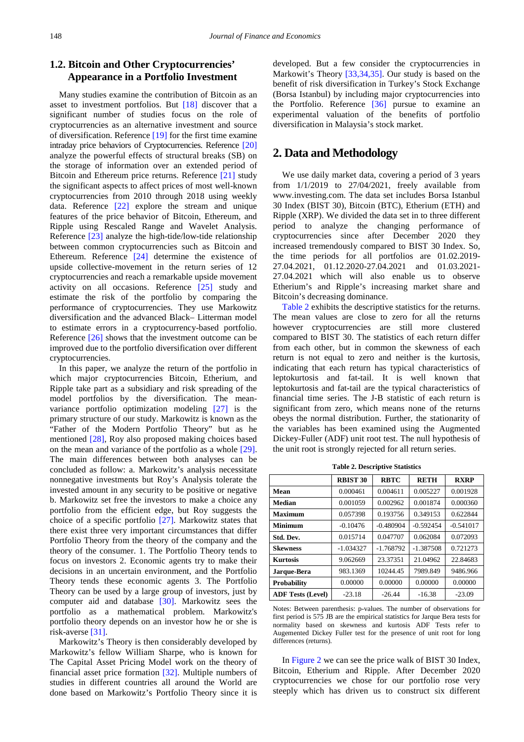### 1.2. Bitcoin and Other Cryptocurrencies' Appearance in a Portfolio Investment

Many studies examine the contribution of Bitcoin as an asset to investment portfolios. But [18] discover that a significant number of studies focus on the role of cryptocurrencies as an alternative investment and source of diversification. Reference [19] for the first time examine intraday price behaviors of Cryptocurrencies. Reference [20] analyze the powerful effects of structural breaks (SB) on the storage of information over an extended period of Bitcoin and Ethereum price returns. Reference [21] study the significant aspects to affect prices of most well-known cryptocurrencies from 2010 through 2018 using weekly data. Reference [22] explore the stream and unique features of the price behavior of Bitcoin, Ethereum, and Ripple using Rescaled Range and Wavelet Analysis. Reference [23] analyze the high-tide/low-tide relationship between common cryptocurrencies such as Bitcoin and Ethereum. Reference [24] determine the existence of upside collective-movement in the return series of 12 cryptocurrencies and reach a remarkable upside movement activity on all occasions. Reference [25] study and estimate the risk of the portfolio by comparing the performance of cryptocurrencies. They use Markowitz diversification and the advanced Black– Litterman model to estimate errors in a cryptocurrency-based portfolio. Reference [26] shows that the investment outcome can be improved due to the portfolio diversification over different cryptocurrencies.

In this paper, we analyze the return of the portfolio in which major cryptocurrencies Bitcoin, Etherium, and Ripple take part as a subsidiary and risk spreading of the model portfolios by the diversification. The mean-variance portfolio optimization modeling [27] is the primary structure of our study. Markowitz is known as the "Father of the Modern Portfolio Theory" but as he mentioned [28], Roy also proposed making choices based on the mean and variance of the portfolio as a whole [29]. The main differences between both analyses can be concluded as follow: a. Markowitz's analysis necessitate nonnegative investments but Roy's Analysis tolerate the invested amount in any security to be positive or negative b. Markowitz set free the investors to make a choice any portfolio from the efficient edge, but Roy suggests the choice of a specific portfolio [27]. Markowitz states that there exist three very important circumstances that differ Portfolio Theory from the theory of the company and the theory of the consumer. 1. The Portfolio Theory tends to focus on investors 2. Economic agents try to make their decisions in an uncertain environment, and the Portfolio Theory tends these economic agents 3. The Portfolio Theory can be used by a large group of investors, just by computer aid and database [30]. Markowitz sees the portfolio as a mathematical problem. Markowitz's portfolio theory depends on an investor how he or she is risk-averse [31].

Markowitz's Theory is then considerably developed by Markowitz's fellow William Sharpe, who is known for The Capital Asset Pricing Model work on the theory of financial asset price formation [32]. Multiple numbers of studies in different countries all around the World are done based on Markowitz's Portfolio Theory since it is developed. But a few consider the cryptocurrencies in Markowitz's Theory [33,34,35]. Our study is based on the benefit of risk diversification in Turkey's Stock Exchange (Borsa Istanbul) by including major cryptocurrencies into the Portfolio. Reference [36] pursue to examine an experimental valuation of the benefits of portfolio diversification in Malaysia's stock market.

## 2. Data and Methodology

We use daily market data, covering a period of 3 years from 1/1/2019 to 27/04/2021, freely available from www.investing.com. The data set includes Borsa Istanbul 30 Index (BIST 30), Bitcoin (BTC), Etherium (ETH) and Ripple (XRP). We divided the data set in to three different period to analyze the changing performance of cryptocurrencies since after December 2020 they increased tremendously compared to BIST 30 Index. So, the time periods for all portfolios are 01.02.2019-27.04.2021, 01.12.2020-27.04.2021 and 01.03.2021-27.04.2021 which will also enable us to observe Etherium's and Ripple's increasing market share and Bitcoin's decreasing dominance.

Table 2 exhibits the descriptive statistics for the returns. The mean values are close to zero for all the returns however cryptocurrencies are still more clustered compared to BIST 30. The statistics of each return differ from each other, but in common the skewness of each return is not equal to zero and neither is the kurtosis, indicating that each return has typical characteristics of leptokurtosis and fat-tail. It is well known that leptokurtosis and fat-tail are the typical characteristics of financial time series. The J-B statistic of each return is significant from zero, which means none of the returns obeys the normal distribution. Further, the stationarity of the variables has been examined using the Augmented Dickey-Fuller (ADF) unit root test. The null hypothesis of the unit root is strongly rejected for all return series.

**Table 2. Descriptive Statistics**

| | RBIST 30 | RBTC | RETH | RXRP |
|---|---|---|---|---|
| **Mean** | 0.000461 | 0.004611 | 0.005227 | 0.001928 |
| **Median** | 0.001059 | 0.002962 | 0.001874 | 0.000360 |
| **Maximum** | 0.057398 | 0.193756 | 0.349153 | 0.622844 |
| **Minimum** | -0.10476 | -0.480904 | -0.592454 | -0.541017 |
| **Std. Dev.** | 0.015714 | 0.047707 | 0.062084 | 0.072093 |
| **Skewness** | -1.034327 | -1.768792 | -1.387508 | 0.721273 |
| **Kurtosis** | 9.062669 | 23.37351 | 21.04962 | 22.84683 |
| **Jarque-Bera** | 983.1369 | 10244.45 | 7989.849 | 9486.966 |
| **Probability** | 0.00000 | 0.00000 | 0.00000 | 0.00000 |
| **ADF Tests (Level)** | -23.18 | -26.44 | -16.38 | -23.09 |

Notes: Between parenthesis: p-values. The number of observations for first period is 575 JB are the empirical statistics for Jarque Bera tests for normality based on skewness and kurtosis ADF Tests refer to Augemented Dickey Fuller test for the presence of unit root for long differences (returns).

In Figure 2 we can see the price walk of BIST 30 Index, Bitcoin, Etherium and Ripple. After December 2020 cryptocurrencies we chose for our portfolio rose very steeply which has driven us to construct six different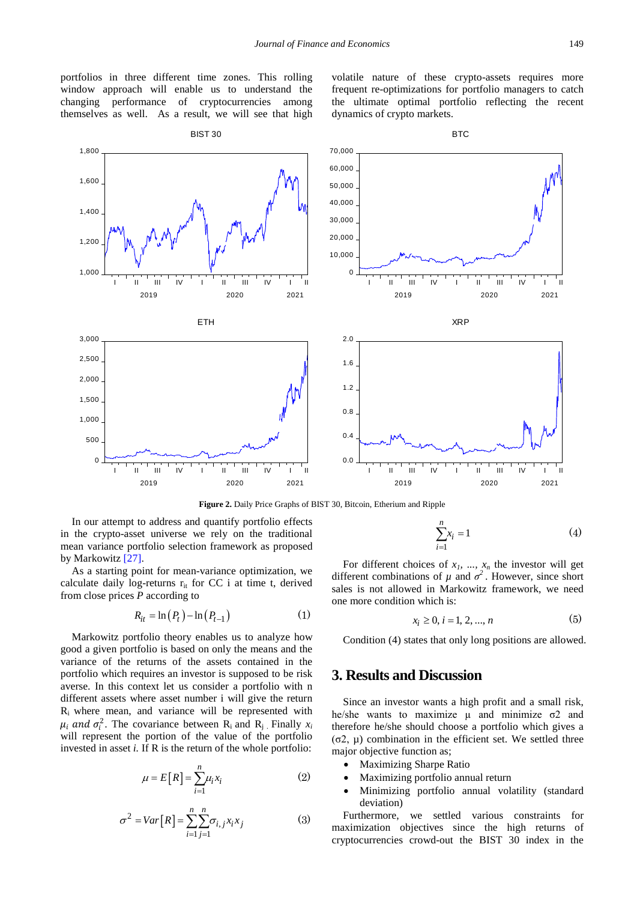portfolios in three different time zones. This rolling window approach will enable us to understand the changing performance of cryptocurrencies among themselves as well. As a result, we will see that high volatile nature of these crypto-assets requires more frequent re-optimizations for portfolio managers to catch the ultimate optimal portfolio reflecting the recent dynamics of crypto markets.

**Figure 2.** Daily Price Graphs of BIST 30, Bitcoin, Etherium and Ripple

In our attempt to address and quantify portfolio effects in the crypto-asset universe we rely on the traditional mean variance portfolio selection framework as proposed by Markowitz [27].

As a starting point for mean-variance optimization, we calculate daily log-returns $r_{it}$ for CC i at time t, derived from close prices *P* according to

$$R_{it} = \ln(P_t) - \ln(P_{t-1}) \tag{1}$$

Markowitz portfolio theory enables us to analyze how good a given portfolio is based on only the means and the variance of the assets contained in the portfolio which requires an investor is supposed to be risk averse. In this context let us consider a portfolio with n different assets where asset number i will give the return $R_i$ where mean, and variance will be represented with $\mu_i$ *and* $\sigma_i^2$. The covariance between $R_i$ and $R_j$. Finally $x_i$ will represent the portion of the value of the portfolio invested in asset *i*. If R is the return of the whole portfolio:

$$\mu = E[R] = \sum_{i=1}^{n} \mu_i x_i \tag{2}$$

$$\sigma^2 = Var[R] = \sum_{i=1}^{n} \sum_{j=1}^{n} \sigma_{i,j} x_i x_j \tag{3}$$

$$\sum_{i=1}^{n} x_i = 1 \tag{4}$$

For different choices of $x_1, \ldots, x_n$ the investor will get different combinations of $\mu$ and $\sigma^2$. However, since short sales is not allowed in Markowitz framework, we need one more condition which is:

$$x_i \geq 0, i = 1, 2, \ldots, n \tag{5}$$

Condition (4) states that only long positions are allowed.

## 3. Results and Discussion

Since an investor wants a high profit and a small risk, he/she wants to maximize μ and minimize σ2 and therefore he/she should choose a portfolio which gives a (σ2, μ) combination in the efficient set. We settled three major objective function as;

- Maximizing Sharpe Ratio
- Maximizing portfolio annual return
- Minimizing portfolio annual volatility (standard deviation)

Furthermore, we settled various constraints for maximization objectives since the high returns of cryptocurrencies crowd-out the BIST 30 index in the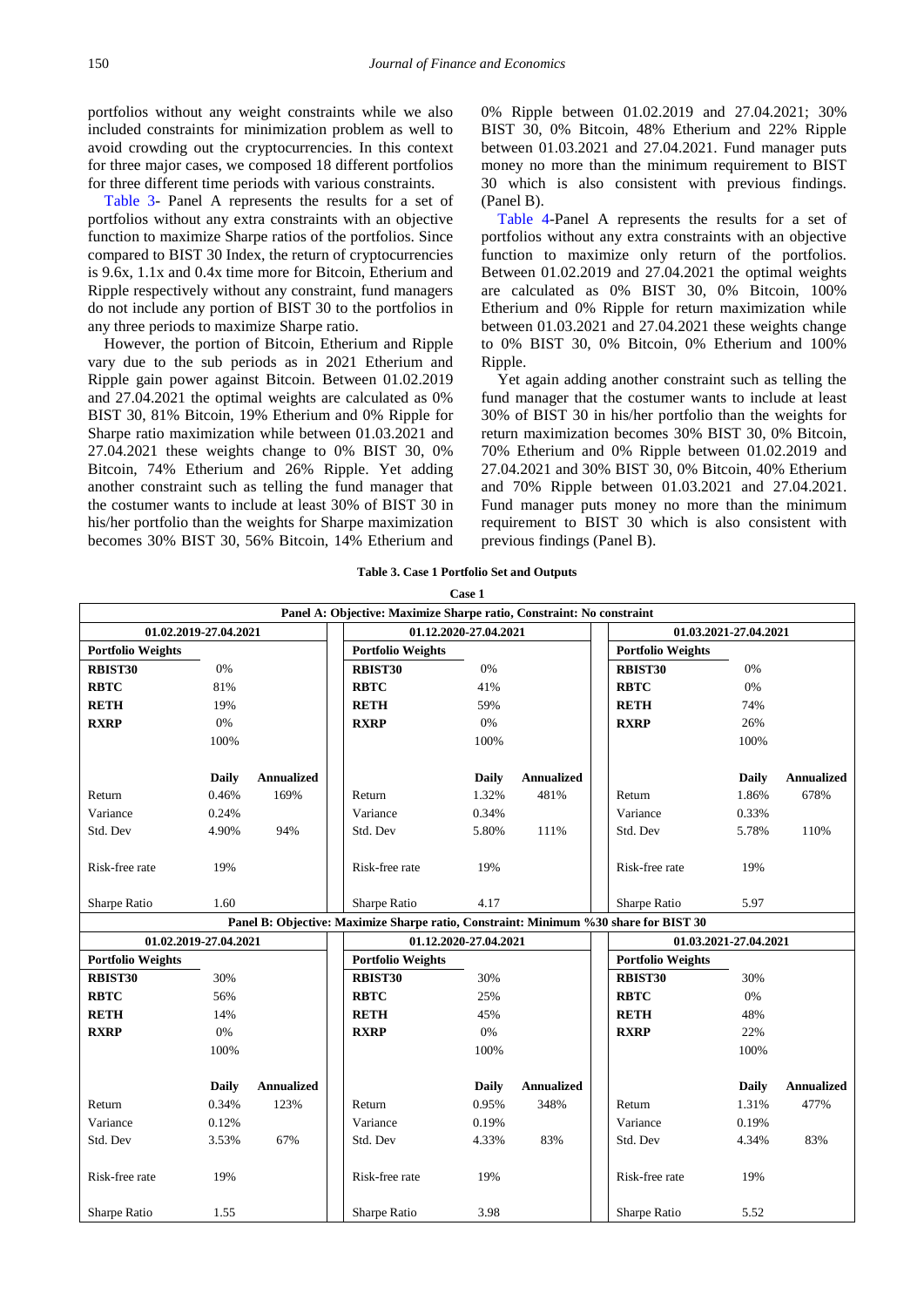portfolios without any weight constraints while we also included constraints for minimization problem as well to avoid crowding out the cryptocurrencies. In this context for three major cases, we composed 18 different portfolios for three different time periods with various constraints.

Table 3- Panel A represents the results for a set of portfolios without any extra constraints with an objective function to maximize Sharpe ratios of the portfolios. Since compared to BIST 30 Index, the return of cryptocurrencies is 9.6x, 1.1x and 0.4x time more for Bitcoin, Etherium and Ripple respectively without any constraint, fund managers do not include any portion of BIST 30 to the portfolios in any three periods to maximize Sharpe ratio.

However, the portion of Bitcoin, Etherium and Ripple vary due to the sub periods as in 2021 Etherium and Ripple gain power against Bitcoin. Between 01.02.2019 and 27.04.2021 the optimal weights are calculated as 0% BIST 30, 81% Bitcoin, 19% Etherium and 0% Ripple for Sharpe ratio maximization while between 01.03.2021 and 27.04.2021 these weights change to 0% BIST 30, 0% Bitcoin, 74% Etherium and 26% Ripple. Yet adding another constraint such as telling the fund manager that the costumer wants to include at least 30% of BIST 30 in his/her portfolio than the weights for Sharpe maximization becomes 30% BIST 30, 56% Bitcoin, 14% Etherium and 0% Ripple between 01.02.2019 and 27.04.2021; 30% BIST 30, 0% Bitcoin, 48% Etherium and 22% Ripple between 01.03.2021 and 27.04.2021. Fund manager puts money no more than the minimum requirement to BIST 30 which is also consistent with previous findings. (Panel B).

Table 4-Panel A represents the results for a set of portfolios without any extra constraints with an objective function to maximize only return of the portfolios. Between 01.02.2019 and 27.04.2021 the optimal weights are calculated as 0% BIST 30, 0% Bitcoin, 100% Etherium and 0% Ripple for return maximization while between 01.03.2021 and 27.04.2021 these weights change to 0% BIST 30, 0% Bitcoin, 0% Etherium and 100% Ripple.

Yet again adding another constraint such as telling the fund manager that the costumer wants to include at least 30% of BIST 30 in his/her portfolio than the weights for return maximization becomes 30% BIST 30, 0% Bitcoin, 70% Etherium and 0% Ripple between 01.02.2019 and 27.04.2021 and 30% BIST 30, 0% Bitcoin, 40% Etherium and 70% Ripple between 01.03.2021 and 27.04.2021. Fund manager puts money no more than the minimum requirement to BIST 30 which is also consistent with previous findings (Panel B).

**Table 3. Case 1 Portfolio Set and Outputs**

**Case 1**

| Panel A: Objective: Maximize Sharpe ratio, Constraint: No constraint | | | | | | | | |
|---|---|---|---|---|---|---|---|---|
| **01.02.2019-27.04.2021** | | | **01.12.2020-27.04.2021** | | | **01.03.2021-27.04.2021** | | |
| **Portfolio Weights** | | | **Portfolio Weights** | | | **Portfolio Weights** | | |
| **RBIST30** | 0% | | **RBIST30** | 0% | | **RBIST30** | 0% | |
| **RBTC** | 81% | | **RBTC** | 41% | | **RBTC** | 0% | |
| **RETH** | 19% | | **RETH** | 59% | | **RETH** | 74% | |
| **RXRP** | 0% | | **RXRP** | 0% | | **RXRP** | 26% | |
| | 100% | | | 100% | | | 100% | |
| | **Daily** | **Annualized** | | **Daily** | **Annualized** | | **Daily** | **Annualized** |
| Return | 0.46% | 169% | Return | 1.32% | 481% | Return | 1.86% | 678% |
| Variance | 0.24% | | Variance | 0.34% | | Variance | 0.33% | |
| Std. Dev | 4.90% | 94% | Std. Dev | 5.80% | 111% | Std. Dev | 5.78% | 110% |
| Risk-free rate | 19% | | Risk-free rate | 19% | | Risk-free rate | 19% | |
| Sharpe Ratio | 1.60 | | Sharpe Ratio | 4.17 | | Sharpe Ratio | 5.97 | |
| **Panel B: Objective: Maximize Sharpe ratio, Constraint: Minimum %30 share for BIST 30** | | | | | | | | |
| **01.02.2019-27.04.2021** | | | **01.12.2020-27.04.2021** | | | **01.03.2021-27.04.2021** | | |
| **Portfolio Weights** | | | **Portfolio Weights** | | | **Portfolio Weights** | | |
| **RBIST30** | 30% | | **RBIST30** | 30% | | **RBIST30** | 30% | |
| **RBTC** | 56% | | **RBTC** | 25% | | **RBTC** | 0% | |
| **RETH** | 14% | | **RETH** | 45% | | **RETH** | 48% | |
| **RXRP** | 0% | | **RXRP** | 0% | | **RXRP** | 22% | |
| | 100% | | | 100% | | | 100% | |
| | **Daily** | **Annualized** | | **Daily** | **Annualized** | | **Daily** | **Annualized** |
| Return | 0.34% | 123% | Return | 0.95% | 348% | Return | 1.31% | 477% |
| Variance | 0.12% | | Variance | 0.19% | | Variance | 0.19% | |
| Std. Dev | 3.53% | 67% | Std. Dev | 4.33% | 83% | Std. Dev | 4.34% | 83% |
| Risk-free rate | 19% | | Risk-free rate | 19% | | Risk-free rate | 19% | |
| Sharpe Ratio | 1.55 | | Sharpe Ratio | 3.98 | | Sharpe Ratio | 5.52 | |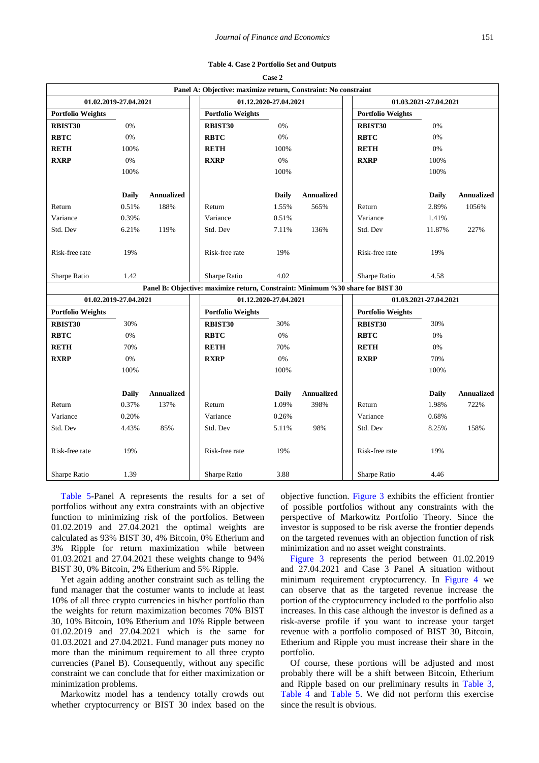**Table 4. Case 2 Portfolio Set and Outputs**

| Case 2 | | | | | | | | |
|---|---|---|---|---|---|---|---|---|
| **Panel A: Objective: maximize return, Constraint: No constraint** | | | | | | | | |
| **01.02.2019-27.04.2021** | | | **01.12.2020-27.04.2021** | | | **01.03.2021-27.04.2021** | | |
| **Portfolio Weights** | | | **Portfolio Weights** | | | **Portfolio Weights** | | |
| **RBIST30** | 0% | | **RBIST30** | 0% | | **RBIST30** | 0% | |
| **RBTC** | 0% | | **RBTC** | 0% | | **RBTC** | 0% | |
| **RETH** | 100% | | **RETH** | 100% | | **RETH** | 0% | |
| **RXRP** | 0% | | **RXRP** | 0% | | **RXRP** | 100% | |
| | 100% | | | 100% | | | 100% | |
| | **Daily** | **Annualized** | | **Daily** | **Annualized** | | **Daily** | **Annualized** |
| Return | 0.51% | 188% | Return | 1.55% | 565% | Return | 2.89% | 1056% |
| Variance | 0.39% | | Variance | 0.51% | | Variance | 1.41% | |
| Std. Dev | 6.21% | 119% | Std. Dev | 7.11% | 136% | Std. Dev | 11.87% | 227% |
| Risk-free rate | 19% | | Risk-free rate | 19% | | Risk-free rate | 19% | |
| Sharpe Ratio | 1.42 | | Sharpe Ratio | 4.02 | | Sharpe Ratio | 4.58 | |
| **Panel B: Objective: maximize return, Constraint: Minimum %30 share for BIST 30** | | | | | | | | |
| **01.02.2019-27.04.2021** | | | **01.12.2020-27.04.2021** | | | **01.03.2021-27.04.2021** | | |
| **Portfolio Weights** | | | **Portfolio Weights** | | | **Portfolio Weights** | | |
| **RBIST30** | 30% | | **RBIST30** | 30% | | **RBIST30** | 30% | |
| **RBTC** | 0% | | **RBTC** | 0% | | **RBTC** | 0% | |
| **RETH** | 70% | | **RETH** | 70% | | **RETH** | 0% | |
| **RXRP** | 0% | | **RXRP** | 0% | | **RXRP** | 70% | |
| | 100% | | | 100% | | | 100% | |
| | **Daily** | **Annualized** | | **Daily** | **Annualized** | | **Daily** | **Annualized** |
| Return | 0.37% | 137% | Return | 1.09% | 398% | Return | 1.98% | 722% |
| Variance | 0.20% | | Variance | 0.26% | | Variance | 0.68% | |
| Std. Dev | 4.43% | 85% | Std. Dev | 5.11% | 98% | Std. Dev | 8.25% | 158% |
| Risk-free rate | 19% | | Risk-free rate | 19% | | Risk-free rate | 19% | |
| Sharpe Ratio | 1.39 | | Sharpe Ratio | 3.88 | | Sharpe Ratio | 4.46 | |

Table 5-Panel A represents the results for a set of portfolios without any extra constraints with an objective function to minimizing risk of the portfolios. Between 01.02.2019 and 27.04.2021 the optimal weights are calculated as 93% BIST 30, 4% Bitcoin, 0% Etherium and 3% Ripple for return maximization while between 01.03.2021 and 27.04.2021 these weights change to 94% BIST 30, 0% Bitcoin, 2% Etherium and 5% Ripple.

Yet again adding another constraint such as telling the fund manager that the costumer wants to include at least 10% of all three crypto currencies in his/her portfolio than the weights for return maximization becomes 70% BIST 30, 10% Bitcoin, 10% Etherium and 10% Ripple between 01.02.2019 and 27.04.2021 which is the same for 01.03.2021 and 27.04.2021. Fund manager puts money no more than the minimum requirement to all three crypto currencies (Panel B). Consequently, without any specific constraint we can conclude that for either maximization or minimization problems.

Markowitz model has a tendency totally crowds out whether cryptocurrency or BIST 30 index based on the objective function. Figure 3 exhibits the efficient frontier of possible portfolios without any constraints with the perspective of Markowitz Portfolio Theory. Since the investor is supposed to be risk averse the frontier depends on the targeted revenues with an objection function of risk minimization and no asset weight constraints.

Figure 3 represents the period between 01.02.2019 and 27.04.2021 and Case 3 Panel A situation without minimum requirement cryptocurrency. In Figure 4 we can observe that as the targeted revenue increase the portion of the cryptocurrency included to the portfolio also increases. In this case although the investor is defined as a risk-averse profile if you want to increase your target revenue with a portfolio composed of BIST 30, Bitcoin, Etherium and Ripple you must increase their share in the portfolio.

Of course, these portions will be adjusted and most probably there will be a shift between Bitcoin, Etherium and Ripple based on our preliminary results in Table 3, Table 4 and Table 5. We did not perform this exercise since the result is obvious.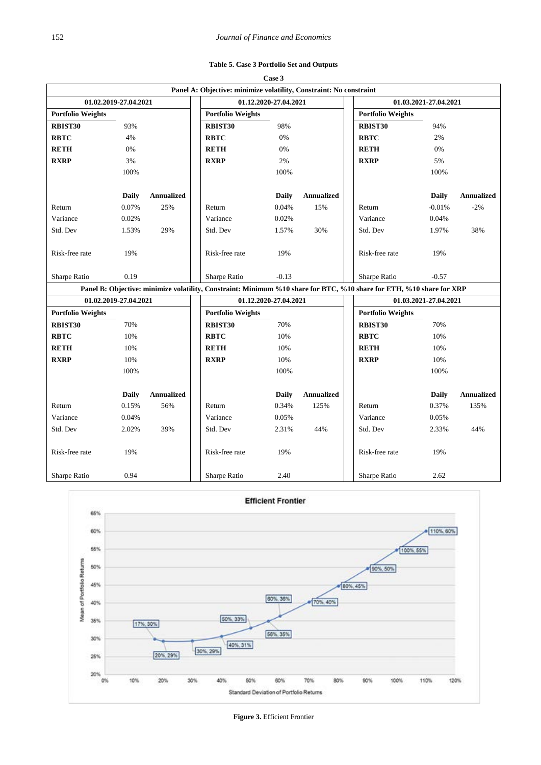**Table 5. Case 3 Portfolio Set and Outputs**

| Case 3 | | | | | | | | |
|---|---|---|---|---|---|---|---|---|
| **Panel A: Objective: minimize volatility, Constraint: No constraint** | | | | | | | | |
| **01.02.2019-27.04.2021** | | | **01.12.2020-27.04.2021** | | | **01.03.2021-27.04.2021** | | |
| **Portfolio Weights** | | | **Portfolio Weights** | | | **Portfolio Weights** | | |
| **RBIST30** | 93% | | **RBIST30** | 98% | | **RBIST30** | 94% | |
| **RBTC** | 4% | | **RBTC** | 0% | | **RBTC** | 2% | |
| **RETH** | 0% | | **RETH** | 0% | | **RETH** | 0% | |
| **RXRP** | 3% | | **RXRP** | 2% | | **RXRP** | 5% | |
| | 100% | | | 100% | | | 100% | |
| | **Daily** | **Annualized** | | **Daily** | **Annualized** | | **Daily** | **Annualized** |
| Return | 0.07% | 25% | Return | 0.04% | 15% | Return | -0.01% | -2% |
| Variance | 0.02% | | Variance | 0.02% | | Variance | 0.04% | |
| Std. Dev | 1.53% | 29% | Std. Dev | 1.57% | 30% | Std. Dev | 1.97% | 38% |
| Risk-free rate | 19% | | Risk-free rate | 19% | | Risk-free rate | 19% | |
| Sharpe Ratio | 0.19 | | Sharpe Ratio | -0.13 | | Sharpe Ratio | -0.57 | |
| **Panel B: Objective: minimize volatility, Constraint: Minimum %10 share for BTC, %10 share for ETH, %10 share for XRP** | | | | | | | | |
| **01.02.2019-27.04.2021** | | | **01.12.2020-27.04.2021** | | | **01.03.2021-27.04.2021** | | |
| **Portfolio Weights** | | | **Portfolio Weights** | | | **Portfolio Weights** | | |
| **RBIST30** | 70% | | **RBIST30** | 70% | | **RBIST30** | 70% | |
| **RBTC** | 10% | | **RBTC** | 10% | | **RBTC** | 10% | |
| **RETH** | 10% | | **RETH** | 10% | | **RETH** | 10% | |
| **RXRP** | 10% | | **RXRP** | 10% | | **RXRP** | 10% | |
| | 100% | | | 100% | | | 100% | |
| | **Daily** | **Annualized** | | **Daily** | **Annualized** | | **Daily** | **Annualized** |
| Return | 0.15% | 56% | Return | 0.34% | 125% | Return | 0.37% | 135% |
| Variance | 0.04% | | Variance | 0.05% | | Variance | 0.05% | |
| Std. Dev | 2.02% | 39% | Std. Dev | 2.31% | 44% | Std. Dev | 2.33% | 44% |
| Risk-free rate | 19% | | Risk-free rate | 19% | | Risk-free rate | 19% | |
| Sharpe Ratio | 0.94 | | Sharpe Ratio | 2.40 | | Sharpe Ratio | 2.62 | |

**Figure 3.** Efficient Frontier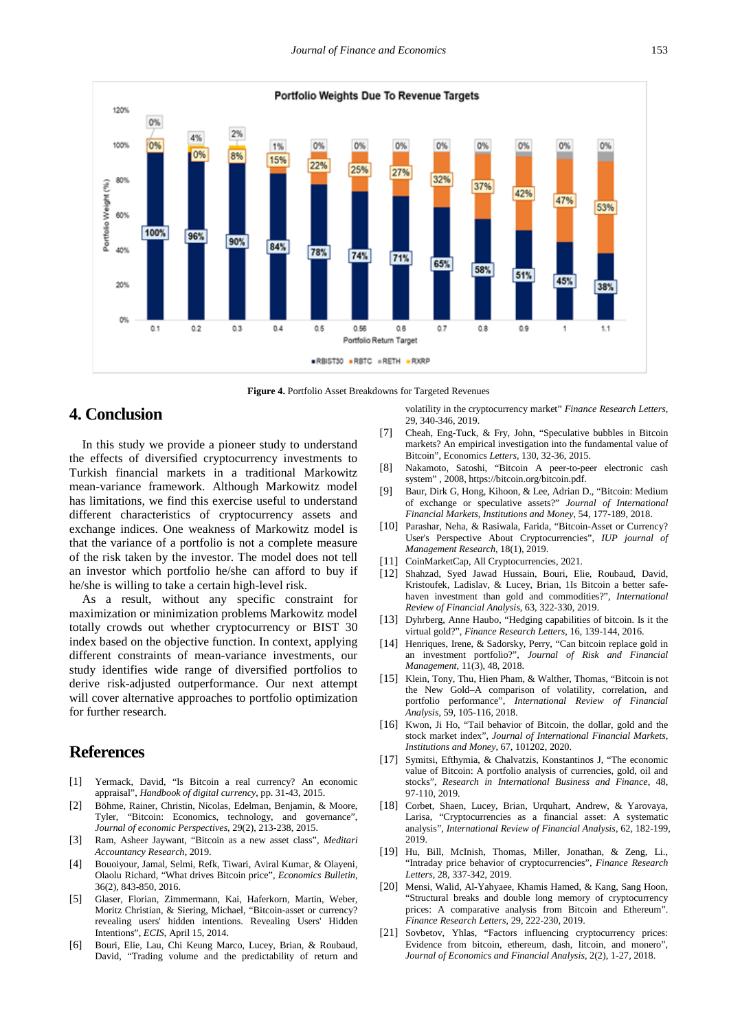Figure 4. Portfolio Asset Breakdowns for Targeted Revenues

## 4. Conclusion

In this study we provide a pioneer study to understand the effects of diversified cryptocurrency investments to Turkish financial markets in a traditional Markowitz mean-variance framework. Although Markowitz model has limitations, we find this exercise useful to understand different characteristics of cryptocurrency assets and exchange indices. One weakness of Markowitz model is that the variance of a portfolio is not a complete measure of the risk taken by the investor. The model does not tell an investor which portfolio he/she can afford to buy if he/she is willing to take a certain high-level risk.

As a result, without any specific constraint for maximization or minimization problems Markowitz model totally crowds out whether cryptocurrency or BIST 30 index based on the objective function. In context, applying different constraints of mean-variance investments, our study identifies wide range of diversified portfolios to derive risk-adjusted outperformance. Our next attempt will cover alternative approaches to portfolio optimization for further research.

## References

[1] Yermack, David, "Is Bitcoin a real currency? An economic appraisal", *Handbook of digital currency*, pp. 31-43, 2015.

[2] Böhme, Rainer, Christin, Nicolas, Edelman, Benjamin, & Moore, Tyler, "Bitcoin: Economics, technology, and governance", *Journal of economic Perspectives*, 29(2), 213-238, 2015.

[3] Ram, Asheer Jaywant, "Bitcoin as a new asset class", *Meditari Accountancy Research*, 2019.

[4] Bouoiyour, Jamal, Selmi, Refk, Tiwari, Aviral Kumar, & Olayeni, Olaolu Richard, "What drives Bitcoin price", *Economics Bulletin*, 36(2), 843-850, 2016.

[5] Glaser, Florian, Zimmermann, Kai, Haferkorn, Martin, Weber, Moritz Christian, & Siering, Michael, "Bitcoin-asset or currency? revealing users' hidden intentions. Revealing Users' Hidden Intentions", *ECIS*, April 15, 2014.

[6] Bouri, Elie, Lau, Chi Keung Marco, Lucey, Brian, & Roubaud, David, "Trading volume and the predictability of return and volatility in the cryptocurrency market" *Finance Research Letters*, 29, 340-346, 2019.

[7] Cheah, Eng-Tuck, & Fry, John, "Speculative bubbles in Bitcoin markets? An empirical investigation into the fundamental value of Bitcoin", Economics *Letters*, 130, 32-36, 2015.

[8] Nakamoto, Satoshi, "Bitcoin A peer-to-peer electronic cash system" , 2008, https://bitcoin.org/bitcoin.pdf.

[9] Baur, Dirk G, Hong, Kihoon, & Lee, Adrian D., "Bitcoin: Medium of exchange or speculative assets?" *Journal of International Financial Markets, Institutions and Money*, 54, 177-189, 2018.

[10] Parashar, Neha, & Rasiwala, Farida, "Bitcoin-Asset or Currency? User's Perspective About Cryptocurrencies", *IUP journal of Management Research*, 18(1), 2019.

[11] CoinMarketCap, All Cryptocurrencies, 2021.

[12] Shahzad, Syed Jawad Hussain, Bouri, Elie, Roubaud, David, Kristoufek, Ladislav, & Lucey, Brian, 1Is Bitcoin a better safe-haven investment than gold and commodities?", *International Review of Financial Analysis*, 63, 322-330, 2019.

[13] Dyhrberg, Anne Haubo, "Hedging capabilities of bitcoin. Is it the virtual gold?", *Finance Research Letters*, 16, 139-144, 2016.

[14] Henriques, Irene, & Sadorsky, Perry, "Can bitcoin replace gold in an investment portfolio?", *Journal of Risk and Financial Management*, 11(3), 48, 2018.

[15] Klein, Tony, Thu, Hien Pham, & Walther, Thomas, "Bitcoin is not the New Gold–A comparison of volatility, correlation, and portfolio performance", *International Review of Financial Analysis*, 59, 105-116, 2018.

[16] Kwon, Ji Ho, "Tail behavior of Bitcoin, the dollar, gold and the stock market index", *Journal of International Financial Markets, Institutions and Money*, 67, 101202, 2020.

[17] Symitsi, Efthymia, & Chalvatzis, Konstantinos J, "The economic value of Bitcoin: A portfolio analysis of currencies, gold, oil and stocks", *Research in International Business and Finance*, 48, 97-110, 2019.

[18] Corbet, Shaen, Lucey, Brian, Urquhart, Andrew, & Yarovaya, Larisa, "Cryptocurrencies as a financial asset: A systematic analysis", *International Review of Financial Analysis*, 62, 182-199, 2019.

[19] Hu, Bill, McInish, Thomas, Miller, Jonathan, & Zeng, Li., "Intraday price behavior of cryptocurrencies", *Finance Research Letters*, 28, 337-342, 2019.

[20] Mensi, Walid, Al-Yahyaee, Khamis Hamed, & Kang, Sang Hoon, "Structural breaks and double long memory of cryptocurrency prices: A comparative analysis from Bitcoin and Ethereum". *Finance Research Letters*, 29, 222-230, 2019.

[21] Sovbetov, Yhlas, "Factors influencing cryptocurrency prices: Evidence from bitcoin, ethereum, dash, litcoin, and monero", *Journal of Economics and Financial Analysis*, 2(2), 1-27, 2018.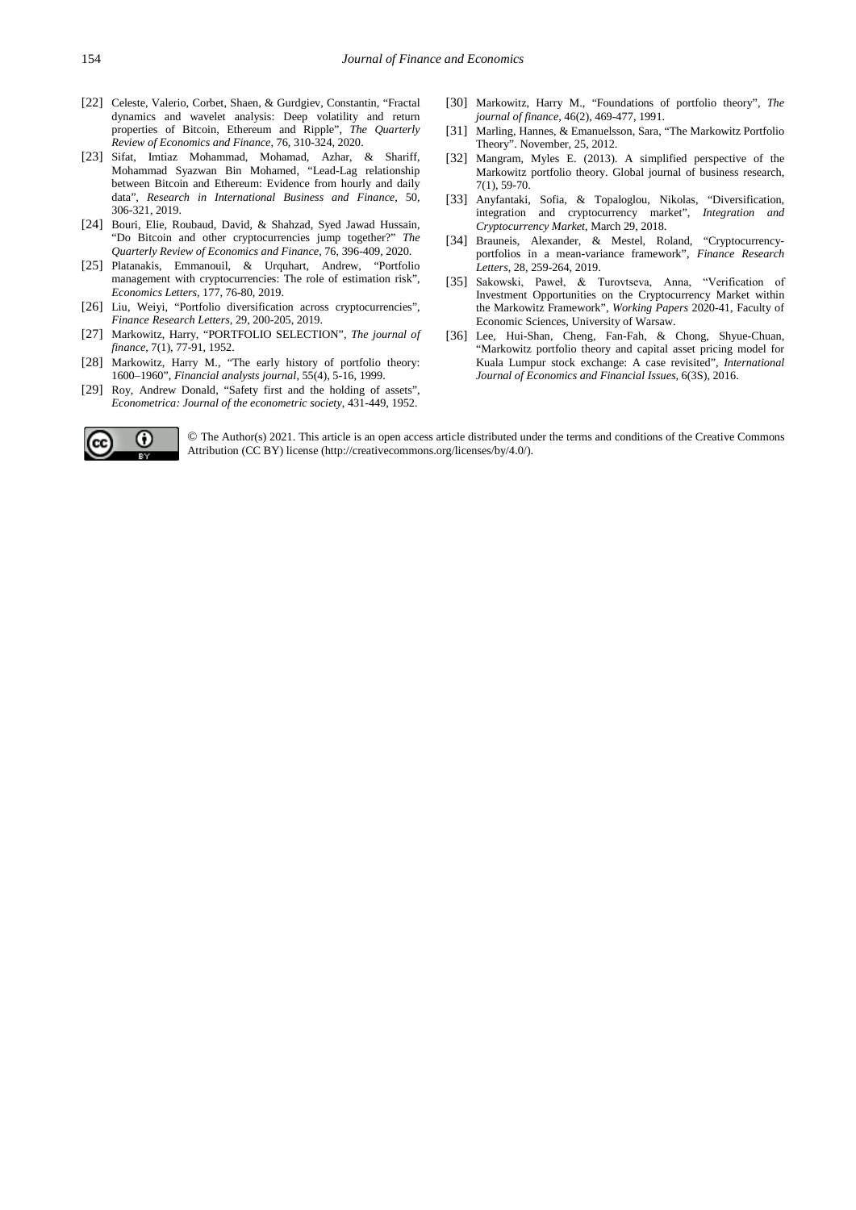[22] Celeste, Valerio, Corbet, Shaen, & Gurdgiev, Constantin, "Fractal dynamics and wavelet analysis: Deep volatility and return properties of Bitcoin, Ethereum and Ripple", *The Quarterly Review of Economics and Finance*, 76, 310-324, 2020.

[23] Sifat, Imtiaz Mohammad, Mohamad, Azhar, & Shariff, Mohammad Syazwan Bin Mohamed, "Lead-Lag relationship between Bitcoin and Ethereum: Evidence from hourly and daily data", *Research in International Business and Finance*, 50, 306-321, 2019.

[24] Bouri, Elie, Roubaud, David, & Shahzad, Syed Jawad Hussain, "Do Bitcoin and other cryptocurrencies jump together?" *The Quarterly Review of Economics and Finance*, 76, 396-409, 2020.

[25] Platanakis, Emmanouil, & Urquhart, Andrew, "Portfolio management with cryptocurrencies: The role of estimation risk", *Economics Letters*, 177, 76-80, 2019.

[26] Liu, Weiyi, "Portfolio diversification across cryptocurrencies", *Finance Research Letters*, 29, 200-205, 2019.

[27] Markowitz, Harry, "PORTFOLIO SELECTION", *The journal of finance*, 7(1), 77-91, 1952.

[28] Markowitz, Harry M., "The early history of portfolio theory: 1600–1960", *Financial analysts journal*, 55(4), 5-16, 1999.

[29] Roy, Andrew Donald, "Safety first and the holding of assets", *Econometrica: Journal of the econometric society*, 431-449, 1952.

[30] Markowitz, Harry M., "Foundations of portfolio theory", *The journal of finance*, 46(2), 469-477, 1991.

[31] Marling, Hannes, & Emanuelsson, Sara, "The Markowitz Portfolio Theory". November, 25, 2012.

[32] Mangram, Myles E. (2013). A simplified perspective of the Markowitz portfolio theory. Global journal of business research, 7(1), 59-70.

[33] Anyfantaki, Sofia, & Topaloglou, Nikolas, "Diversification, integration and cryptocurrency market", *Integration and Cryptocurrency Market*, March 29, 2018.

[34] Brauneis, Alexander, & Mestel, Roland, "Cryptocurrency-portfolios in a mean-variance framework", *Finance Research Letters*, 28, 259-264, 2019.

[35] Sakowski, Paweł, & Turovtseva, Anna, "Verification of Investment Opportunities on the Cryptocurrency Market within the Markowitz Framework", *Working Papers* 2020-41, Faculty of Economic Sciences, University of Warsaw.

[36] Lee, Hui-Shan, Cheng, Fan-Fah, & Chong, Shyue-Chuan, "Markowitz portfolio theory and capital asset pricing model for Kuala Lumpur stock exchange: A case revisited", *International Journal of Economics and Financial Issues*, 6(3S), 2016.

© The Author(s) 2021. This article is an open access article distributed under the terms and conditions of the Creative Commons Attribution (CC BY) license (http://creativecommons.org/licenses/by/4.0/).